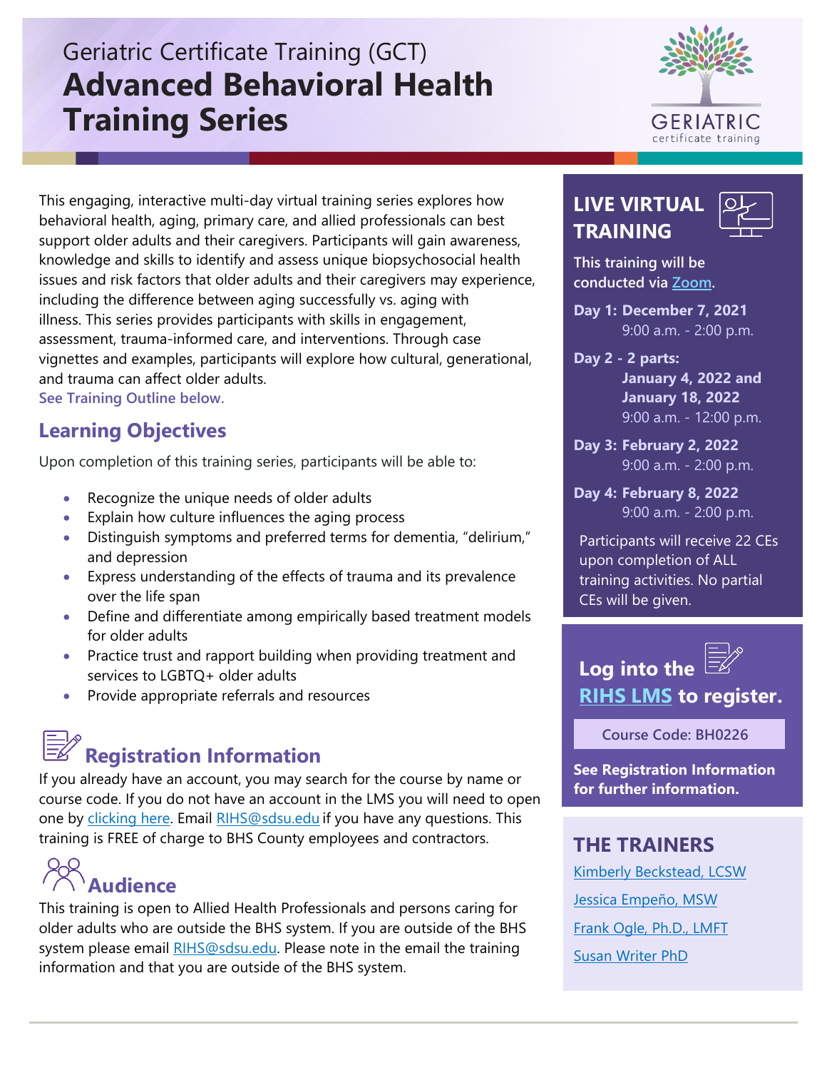# Geriatric Certificate Training (GCT)
# Advanced Behavioral Health Training Series

GERIATRIC certificate training

This engaging, interactive multi-day virtual training series explores how behavioral health, aging, primary care, and allied professionals can best support older adults and their caregivers. Participants will gain awareness, knowledge and skills to identify and assess unique biopsychosocial health issues and risk factors that older adults and their caregivers may experience, including the difference between aging successfully vs. aging with illness. This series provides participants with skills in engagement, assessment, trauma-informed care, and interventions. Through case vignettes and examples, participants will explore how cultural, generational, and trauma can affect older adults.

See Training Outline below.

## Learning Objectives

Upon completion of this training series, participants will be able to:

- Recognize the unique needs of older adults
- Explain how culture influences the aging process
- Distinguish symptoms and preferred terms for dementia, "delirium," and depression
- Express understanding of the effects of trauma and its prevalence over the life span
- Define and differentiate among empirically based treatment models for older adults
- Practice trust and rapport building when providing treatment and services to LGBTQ+ older adults
- Provide appropriate referrals and resources

## Registration Information

If you already have an account, you may search for the course by name or course code. If you do not have an account in the LMS you will need to open one by clicking here. Email RIHS@sdsu.edu if you have any questions. This training is FREE of charge to BHS County employees and contractors.

## Audience

This training is open to Allied Health Professionals and persons caring for older adults who are outside the BHS system. If you are outside of the BHS system please email RIHS@sdsu.edu. Please note in the email the training information and that you are outside of the BHS system.

## LIVE VIRTUAL TRAINING

This training will be conducted via Zoom.

**Day 1: December 7, 2021**
9:00 a.m. - 2:00 p.m.

**Day 2 - 2 parts:**
**January 4, 2022 and**
**January 18, 2022**
9:00 a.m. - 12:00 p.m.

**Day 3: February 2, 2022**
9:00 a.m. - 2:00 p.m.

**Day 4: February 8, 2022**
9:00 a.m. - 2:00 p.m.

Participants will receive 22 CEs upon completion of ALL training activities. No partial CEs will be given.

## Log into the RIHS LMS to register.

Course Code: BH0226

**See Registration Information for further information.**

## THE TRAINERS

Kimberly Beckstead, LCSW

Jessica Empeño, MSW

Frank Ogle, Ph.D., LMFT

Susan Writer PhD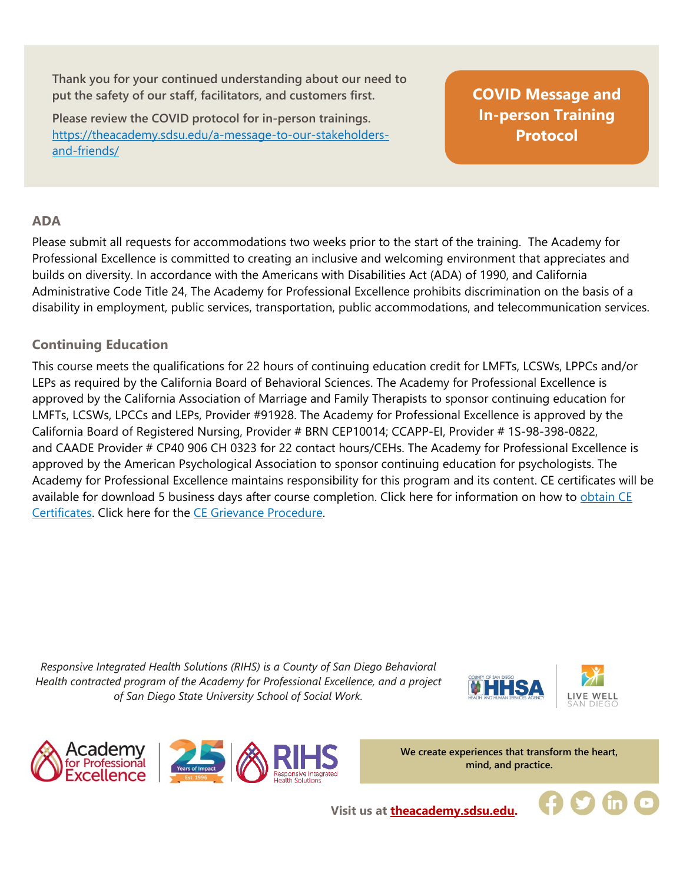Thank you for your continued understanding about our need to put the safety of our staff, facilitators, and customers first.

Please review the COVID protocol for in-person trainings. [https://theacademy.sdsu.edu/a-message-to-our-stakeholders-and-friends/](https://theacademy.sdsu.edu/a-message-to-our-stakeholders-and-friends/)

**COVID Message and In-person Training Protocol**

## ADA

Please submit all requests for accommodations two weeks prior to the start of the training. The Academy for Professional Excellence is committed to creating an inclusive and welcoming environment that appreciates and builds on diversity. In accordance with the Americans with Disabilities Act (ADA) of 1990, and California Administrative Code Title 24, The Academy for Professional Excellence prohibits discrimination on the basis of a disability in employment, public services, transportation, public accommodations, and telecommunication services.

## Continuing Education

This course meets the qualifications for 22 hours of continuing education credit for LMFTs, LCSWs, LPPCs and/or LEPs as required by the California Board of Behavioral Sciences. The Academy for Professional Excellence is approved by the California Association of Marriage and Family Therapists to sponsor continuing education for LMFTs, LCSWs, LPCCs and LEPs, Provider #91928. The Academy for Professional Excellence is approved by the California Board of Registered Nursing, Provider # BRN CEP10014; CCAPP-EI, Provider # 1S-98-398-0822, and CAADE Provider # CP40 906 CH 0323 for 22 contact hours/CEHs. The Academy for Professional Excellence is approved by the American Psychological Association to sponsor continuing education for psychologists. The Academy for Professional Excellence maintains responsibility for this program and its content. CE certificates will be available for download 5 business days after course completion. Click here for information on how to obtain CE Certificates. Click here for the CE Grievance Procedure.

*Responsive Integrated Health Solutions (RIHS) is a County of San Diego Behavioral Health contracted program of the Academy for Professional Excellence, and a project of San Diego State University School of Social Work.*

We create experiences that transform the heart, mind, and practice.

Visit us at **theacademy.sdsu.edu**.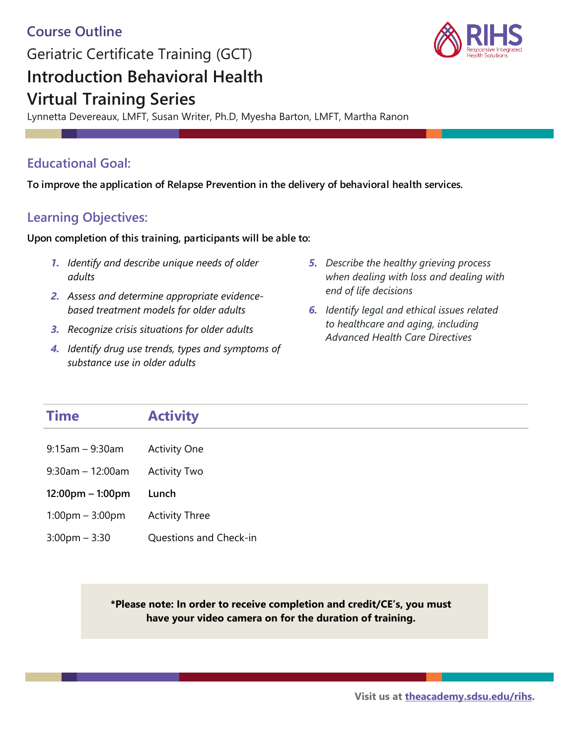## Course Outline

Geriatric Certificate Training (GCT)

# Introduction Behavioral Health Virtual Training Series

Lynnetta Devereaux, LMFT, Susan Writer, Ph.D, Myesha Barton, LMFT, Martha Ranon

## Educational Goal:

**To improve the application of Relapse Prevention in the delivery of behavioral health services.**

## Learning Objectives:

**Upon completion of this training, participants will be able to:**

1. *Identify and describe unique needs of older adults*
2. *Assess and determine appropriate evidence-based treatment models for older adults*
3. *Recognize crisis situations for older adults*
4. *Identify drug use trends, types and symptoms of substance use in older adults*
5. *Describe the healthy grieving process when dealing with loss and dealing with end of life decisions*
6. *Identify legal and ethical issues related to healthcare and aging, including Advanced Health Care Directives*

| Time | Activity |
|---|---|
| 9:15am – 9:30am | Activity One |
| 9:30am – 12:00am | Activity Two |
| **12:00pm – 1:00pm** | **Lunch** |
| 1:00pm – 3:00pm | Activity Three |
| 3:00pm – 3:30 | Questions and Check-in |

**\*Please note: In order to receive completion and credit/CE's, you must have your video camera on for the duration of training.**

**Visit us at theacademy.sdsu.edu/rihs.**